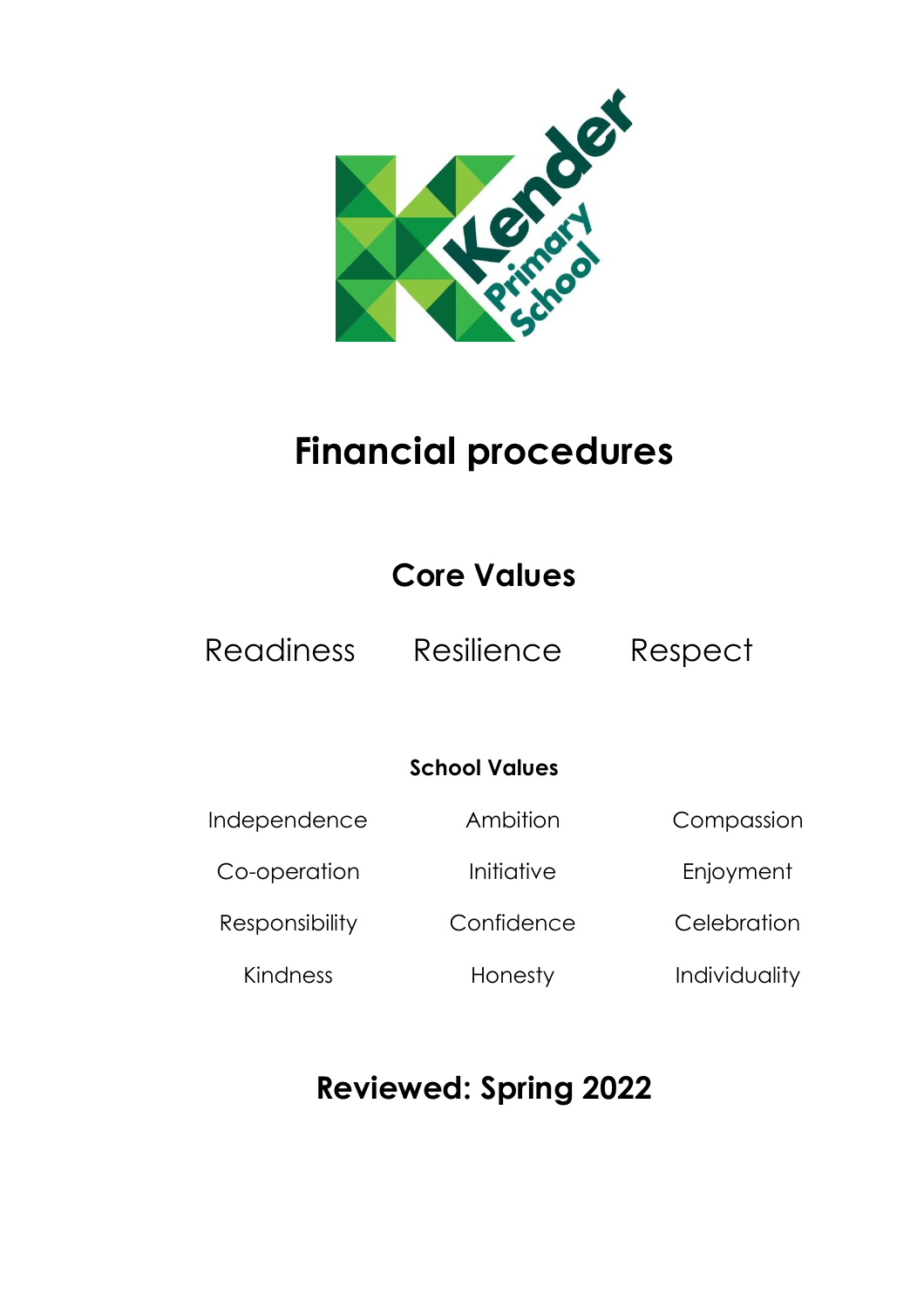Kender Primary School

# Financial procedures

## Core Values

Readiness Resilience Respect

### School Values

| | | |
|---|---|---|
| Independence | Ambition | Compassion |
| Co-operation | Initiative | Enjoyment |
| Responsibility | Confidence | Celebration |
| Kindness | Honesty | Individuality |

## Reviewed: Spring 2022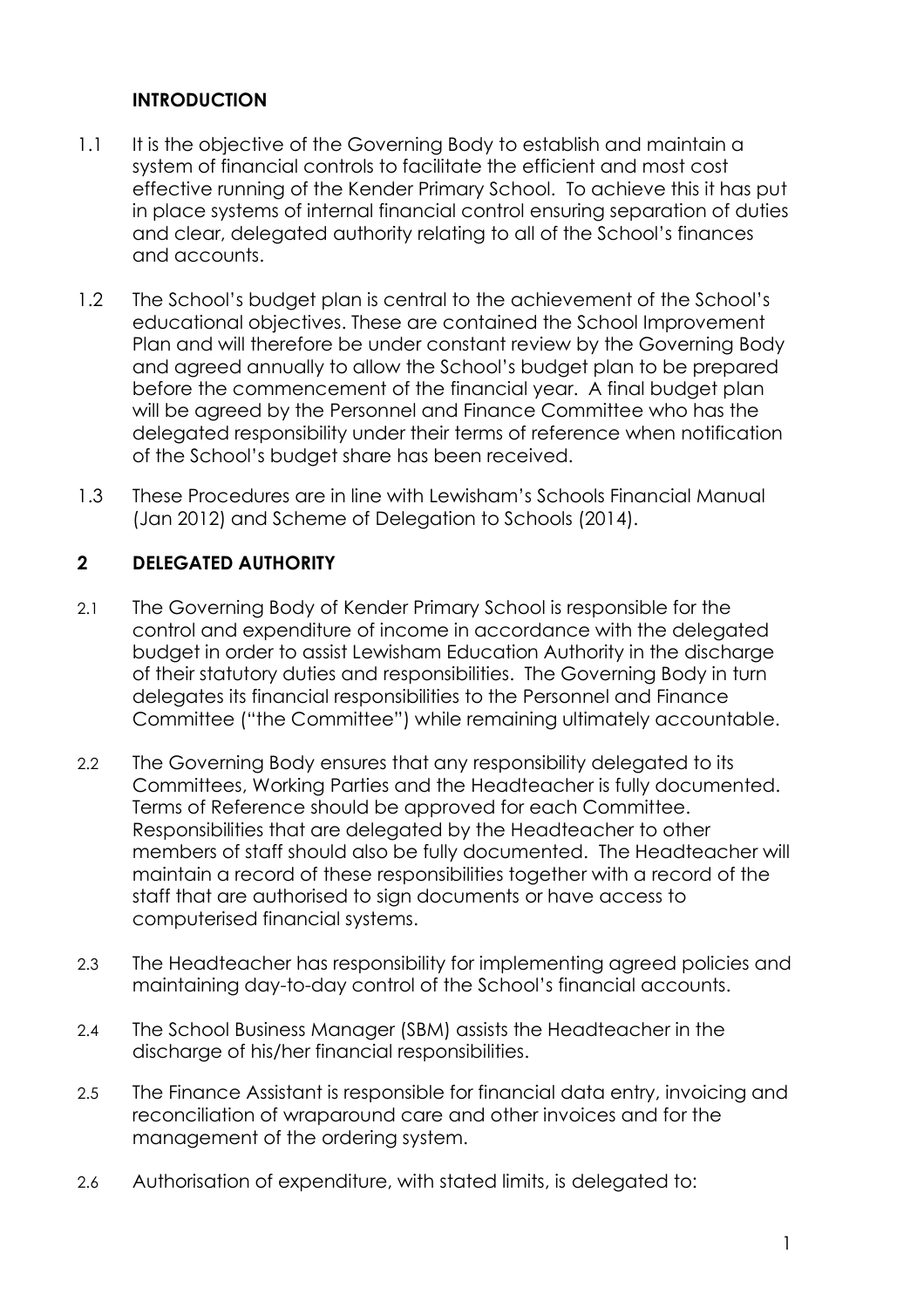## INTRODUCTION

1.1 It is the objective of the Governing Body to establish and maintain a system of financial controls to facilitate the efficient and most cost effective running of the Kender Primary School. To achieve this it has put in place systems of internal financial control ensuring separation of duties and clear, delegated authority relating to all of the School's finances and accounts.

1.2 The School's budget plan is central to the achievement of the School's educational objectives. These are contained the School Improvement Plan and will therefore be under constant review by the Governing Body and agreed annually to allow the School's budget plan to be prepared before the commencement of the financial year. A final budget plan will be agreed by the Personnel and Finance Committee who has the delegated responsibility under their terms of reference when notification of the School's budget share has been received.

1.3 These Procedures are in line with Lewisham's Schools Financial Manual (Jan 2012) and Scheme of Delegation to Schools (2014).

## 2 DELEGATED AUTHORITY

2.1 The Governing Body of Kender Primary School is responsible for the control and expenditure of income in accordance with the delegated budget in order to assist Lewisham Education Authority in the discharge of their statutory duties and responsibilities. The Governing Body in turn delegates its financial responsibilities to the Personnel and Finance Committee ("the Committee") while remaining ultimately accountable.

2.2 The Governing Body ensures that any responsibility delegated to its Committees, Working Parties and the Headteacher is fully documented. Terms of Reference should be approved for each Committee. Responsibilities that are delegated by the Headteacher to other members of staff should also be fully documented. The Headteacher will maintain a record of these responsibilities together with a record of the staff that are authorised to sign documents or have access to computerised financial systems.

2.3 The Headteacher has responsibility for implementing agreed policies and maintaining day-to-day control of the School's financial accounts.

2.4 The School Business Manager (SBM) assists the Headteacher in the discharge of his/her financial responsibilities.

2.5 The Finance Assistant is responsible for financial data entry, invoicing and reconciliation of wraparound care and other invoices and for the management of the ordering system.

2.6 Authorisation of expenditure, with stated limits, is delegated to: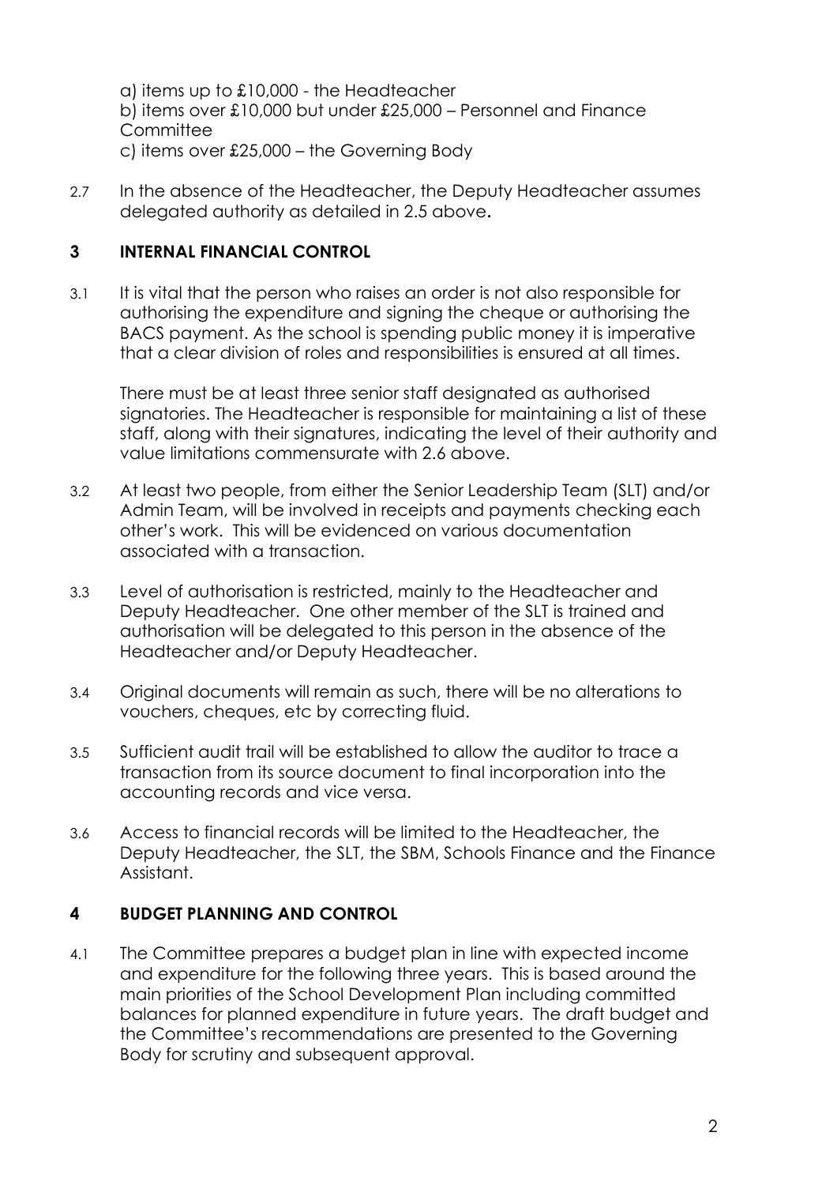a) items up to £10,000 - the Headteacher
b) items over £10,000 but under £25,000 – Personnel and Finance Committee
c) items over £25,000 – the Governing Body

2.7 In the absence of the Headteacher, the Deputy Headteacher assumes delegated authority as detailed in 2.5 above**.**

## 3 INTERNAL FINANCIAL CONTROL

3.1 It is vital that the person who raises an order is not also responsible for authorising the expenditure and signing the cheque or authorising the BACS payment. As the school is spending public money it is imperative that a clear division of roles and responsibilities is ensured at all times.

There must be at least three senior staff designated as authorised signatories. The Headteacher is responsible for maintaining a list of these staff, along with their signatures, indicating the level of their authority and value limitations commensurate with 2.6 above.

3.2 At least two people, from either the Senior Leadership Team (SLT) and/or Admin Team, will be involved in receipts and payments checking each other's work. This will be evidenced on various documentation associated with a transaction.

3.3 Level of authorisation is restricted, mainly to the Headteacher and Deputy Headteacher. One other member of the SLT is trained and authorisation will be delegated to this person in the absence of the Headteacher and/or Deputy Headteacher.

3.4 Original documents will remain as such, there will be no alterations to vouchers, cheques, etc by correcting fluid.

3.5 Sufficient audit trail will be established to allow the auditor to trace a transaction from its source document to final incorporation into the accounting records and vice versa.

3.6 Access to financial records will be limited to the Headteacher, the Deputy Headteacher, the SLT, the SBM, Schools Finance and the Finance Assistant.

## 4 BUDGET PLANNING AND CONTROL

4.1 The Committee prepares a budget plan in line with expected income and expenditure for the following three years. This is based around the main priorities of the School Development Plan including committed balances for planned expenditure in future years. The draft budget and the Committee's recommendations are presented to the Governing Body for scrutiny and subsequent approval.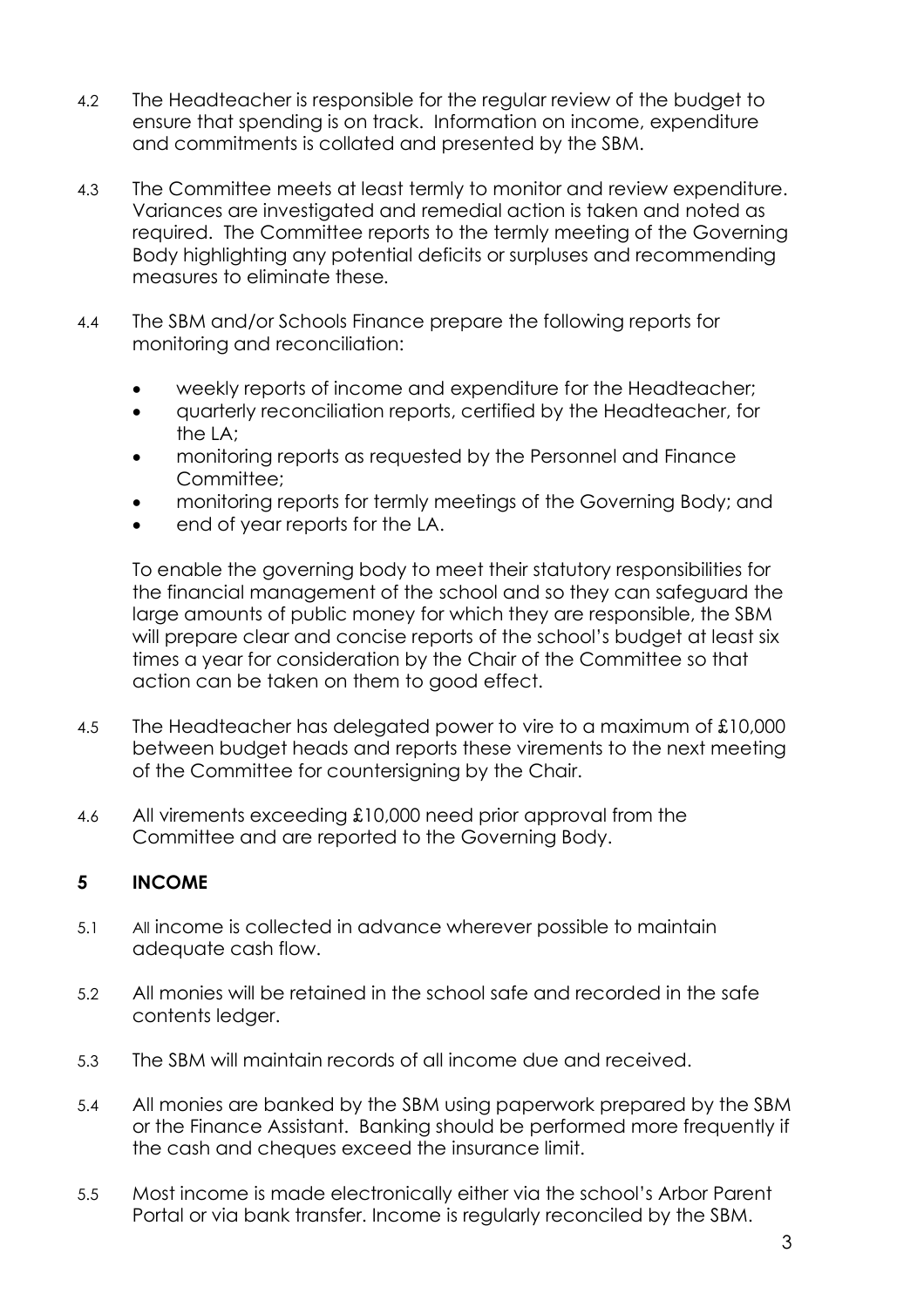4.2 The Headteacher is responsible for the regular review of the budget to ensure that spending is on track. Information on income, expenditure and commitments is collated and presented by the SBM.

4.3 The Committee meets at least termly to monitor and review expenditure. Variances are investigated and remedial action is taken and noted as required. The Committee reports to the termly meeting of the Governing Body highlighting any potential deficits or surpluses and recommending measures to eliminate these.

4.4 The SBM and/or Schools Finance prepare the following reports for monitoring and reconciliation:

- weekly reports of income and expenditure for the Headteacher;
- quarterly reconciliation reports, certified by the Headteacher, for the LA;
- monitoring reports as requested by the Personnel and Finance Committee;
- monitoring reports for termly meetings of the Governing Body; and
- end of year reports for the LA.

To enable the governing body to meet their statutory responsibilities for the financial management of the school and so they can safeguard the large amounts of public money for which they are responsible, the SBM will prepare clear and concise reports of the school's budget at least six times a year for consideration by the Chair of the Committee so that action can be taken on them to good effect.

4.5 The Headteacher has delegated power to vire to a maximum of £10,000 between budget heads and reports these virements to the next meeting of the Committee for countersigning by the Chair.

4.6 All virements exceeding £10,000 need prior approval from the Committee and are reported to the Governing Body.

## 5 INCOME

5.1 All income is collected in advance wherever possible to maintain adequate cash flow.

5.2 All monies will be retained in the school safe and recorded in the safe contents ledger.

5.3 The SBM will maintain records of all income due and received.

5.4 All monies are banked by the SBM using paperwork prepared by the SBM or the Finance Assistant. Banking should be performed more frequently if the cash and cheques exceed the insurance limit.

5.5 Most income is made electronically either via the school's Arbor Parent Portal or via bank transfer. Income is regularly reconciled by the SBM.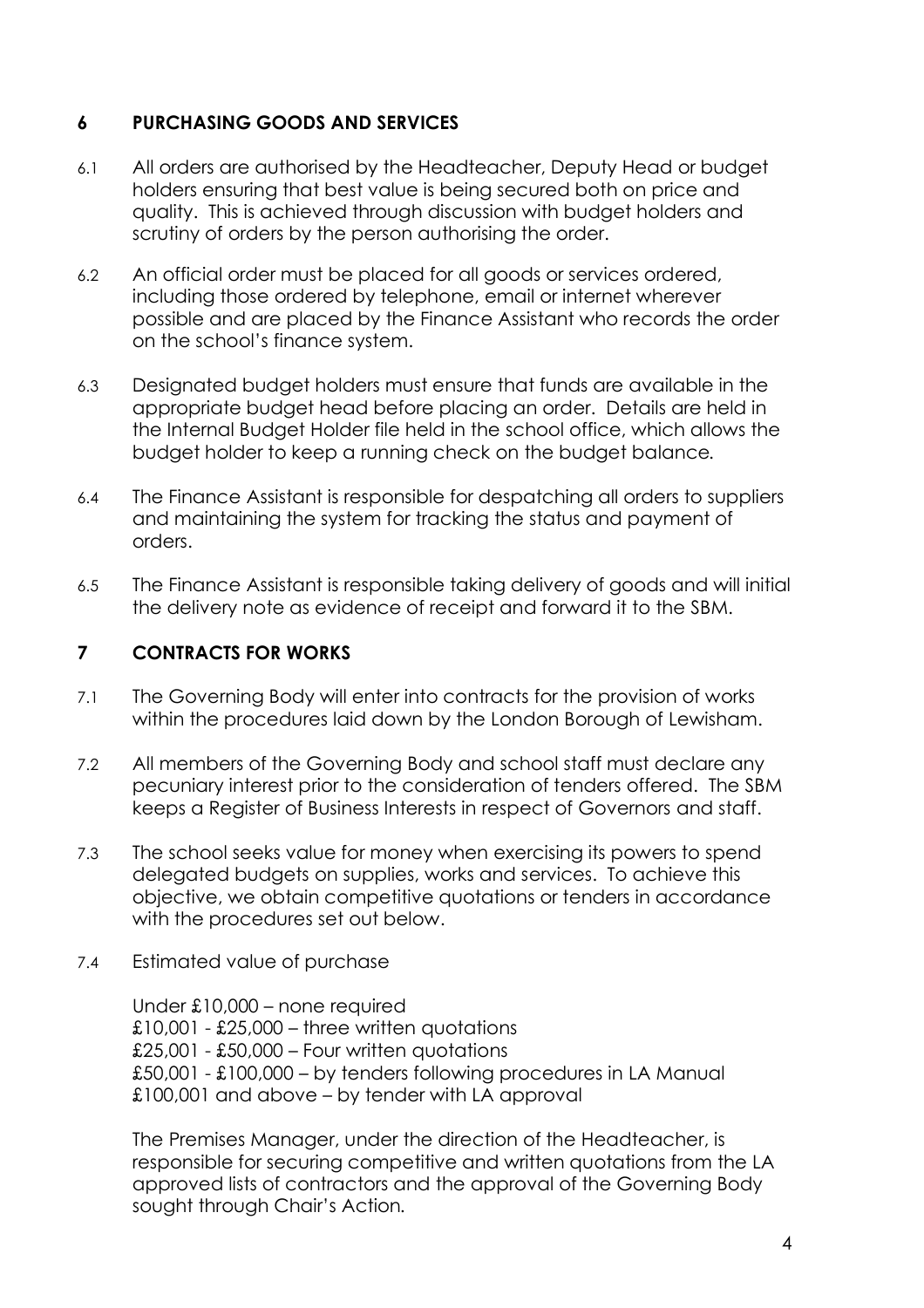## 6 PURCHASING GOODS AND SERVICES

6.1 All orders are authorised by the Headteacher, Deputy Head or budget holders ensuring that best value is being secured both on price and quality. This is achieved through discussion with budget holders and scrutiny of orders by the person authorising the order.

6.2 An official order must be placed for all goods or services ordered, including those ordered by telephone, email or internet wherever possible and are placed by the Finance Assistant who records the order on the school's finance system.

6.3 Designated budget holders must ensure that funds are available in the appropriate budget head before placing an order. Details are held in the Internal Budget Holder file held in the school office, which allows the budget holder to keep a running check on the budget balance.

6.4 The Finance Assistant is responsible for despatching all orders to suppliers and maintaining the system for tracking the status and payment of orders.

6.5 The Finance Assistant is responsible taking delivery of goods and will initial the delivery note as evidence of receipt and forward it to the SBM.

## 7 CONTRACTS FOR WORKS

7.1 The Governing Body will enter into contracts for the provision of works within the procedures laid down by the London Borough of Lewisham.

7.2 All members of the Governing Body and school staff must declare any pecuniary interest prior to the consideration of tenders offered. The SBM keeps a Register of Business Interests in respect of Governors and staff.

7.3 The school seeks value for money when exercising its powers to spend delegated budgets on supplies, works and services. To achieve this objective, we obtain competitive quotations or tenders in accordance with the procedures set out below.

7.4 Estimated value of purchase

Under £10,000 – none required
£10,001 - £25,000 – three written quotations
£25,001 - £50,000 – Four written quotations
£50,001 - £100,000 – by tenders following procedures in LA Manual
£100,001 and above – by tender with LA approval

The Premises Manager, under the direction of the Headteacher, is responsible for securing competitive and written quotations from the LA approved lists of contractors and the approval of the Governing Body sought through Chair's Action.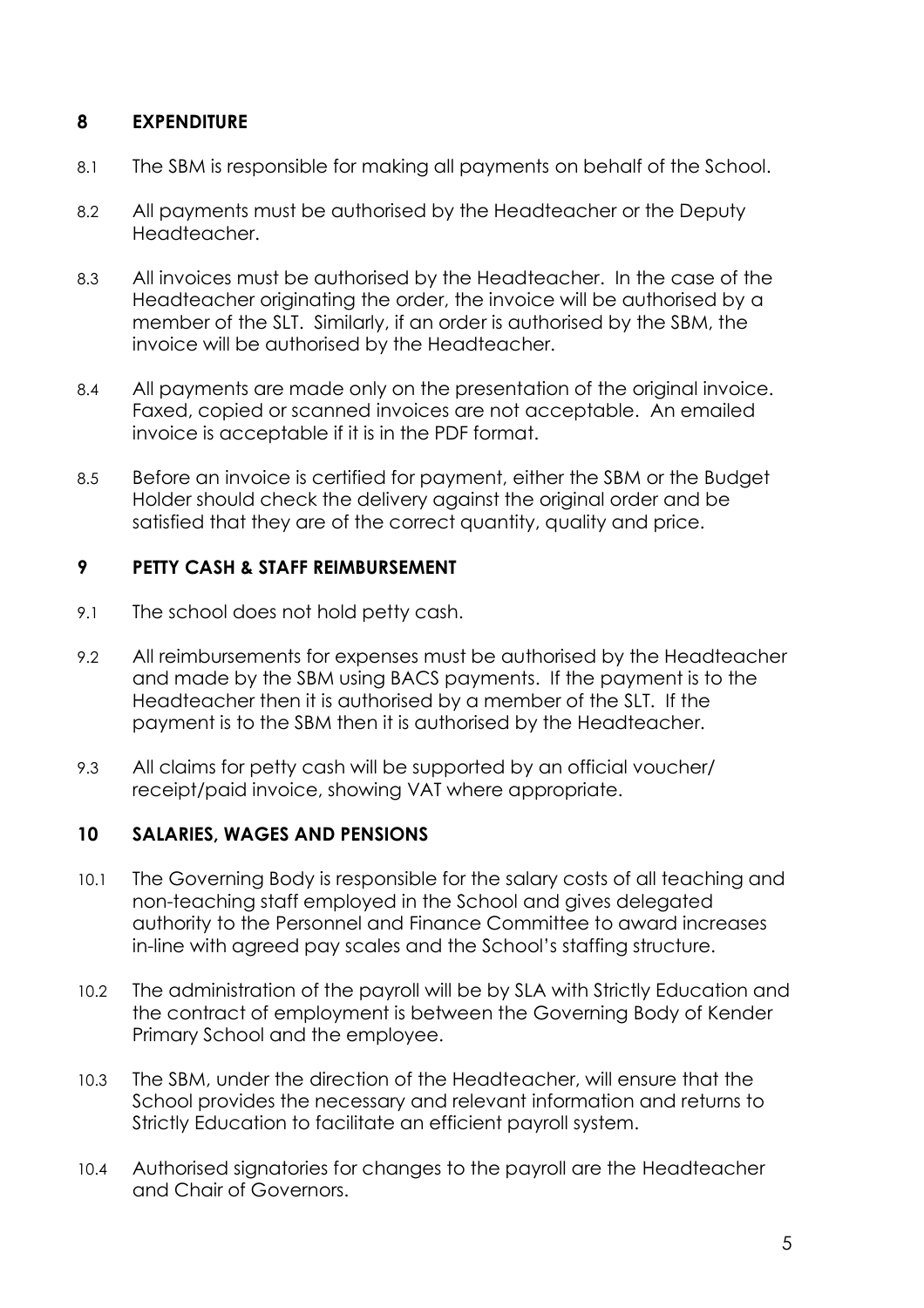## 8 EXPENDITURE

8.1 The SBM is responsible for making all payments on behalf of the School.

8.2 All payments must be authorised by the Headteacher or the Deputy Headteacher.

8.3 All invoices must be authorised by the Headteacher. In the case of the Headteacher originating the order, the invoice will be authorised by a member of the SLT. Similarly, if an order is authorised by the SBM, the invoice will be authorised by the Headteacher.

8.4 All payments are made only on the presentation of the original invoice. Faxed, copied or scanned invoices are not acceptable. An emailed invoice is acceptable if it is in the PDF format.

8.5 Before an invoice is certified for payment, either the SBM or the Budget Holder should check the delivery against the original order and be satisfied that they are of the correct quantity, quality and price.

## 9 PETTY CASH & STAFF REIMBURSEMENT

9.1 The school does not hold petty cash.

9.2 All reimbursements for expenses must be authorised by the Headteacher and made by the SBM using BACS payments. If the payment is to the Headteacher then it is authorised by a member of the SLT. If the payment is to the SBM then it is authorised by the Headteacher.

9.3 All claims for petty cash will be supported by an official voucher/ receipt/paid invoice, showing VAT where appropriate.

## 10 SALARIES, WAGES AND PENSIONS

10.1 The Governing Body is responsible for the salary costs of all teaching and non-teaching staff employed in the School and gives delegated authority to the Personnel and Finance Committee to award increases in-line with agreed pay scales and the School's staffing structure.

10.2 The administration of the payroll will be by SLA with Strictly Education and the contract of employment is between the Governing Body of Kender Primary School and the employee.

10.3 The SBM, under the direction of the Headteacher, will ensure that the School provides the necessary and relevant information and returns to Strictly Education to facilitate an efficient payroll system.

10.4 Authorised signatories for changes to the payroll are the Headteacher and Chair of Governors.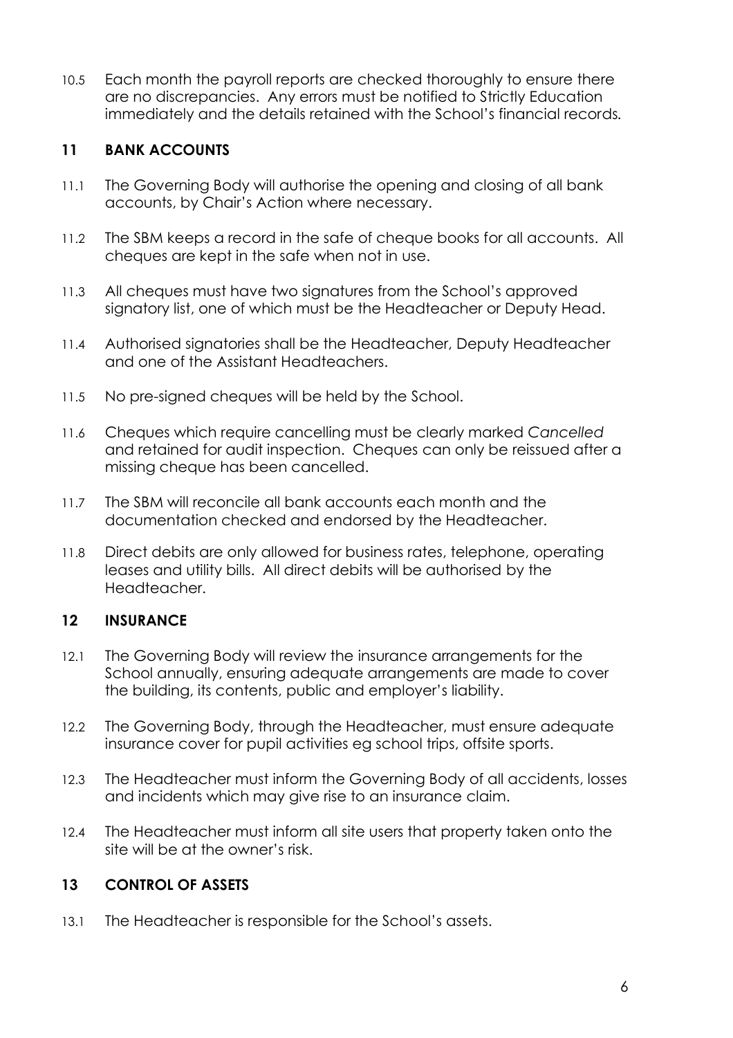10.5 Each month the payroll reports are checked thoroughly to ensure there are no discrepancies. Any errors must be notified to Strictly Education immediately and the details retained with the School's financial records.

## 11 BANK ACCOUNTS

11.1 The Governing Body will authorise the opening and closing of all bank accounts, by Chair's Action where necessary.

11.2 The SBM keeps a record in the safe of cheque books for all accounts. All cheques are kept in the safe when not in use.

11.3 All cheques must have two signatures from the School's approved signatory list, one of which must be the Headteacher or Deputy Head.

11.4 Authorised signatories shall be the Headteacher, Deputy Headteacher and one of the Assistant Headteachers.

11.5 No pre-signed cheques will be held by the School.

11.6 Cheques which require cancelling must be clearly marked *Cancelled* and retained for audit inspection. Cheques can only be reissued after a missing cheque has been cancelled.

11.7 The SBM will reconcile all bank accounts each month and the documentation checked and endorsed by the Headteacher.

11.8 Direct debits are only allowed for business rates, telephone, operating leases and utility bills. All direct debits will be authorised by the Headteacher.

## 12 INSURANCE

12.1 The Governing Body will review the insurance arrangements for the School annually, ensuring adequate arrangements are made to cover the building, its contents, public and employer's liability.

12.2 The Governing Body, through the Headteacher, must ensure adequate insurance cover for pupil activities eg school trips, offsite sports.

12.3 The Headteacher must inform the Governing Body of all accidents, losses and incidents which may give rise to an insurance claim.

12.4 The Headteacher must inform all site users that property taken onto the site will be at the owner's risk.

## 13 CONTROL OF ASSETS

13.1 The Headteacher is responsible for the School's assets.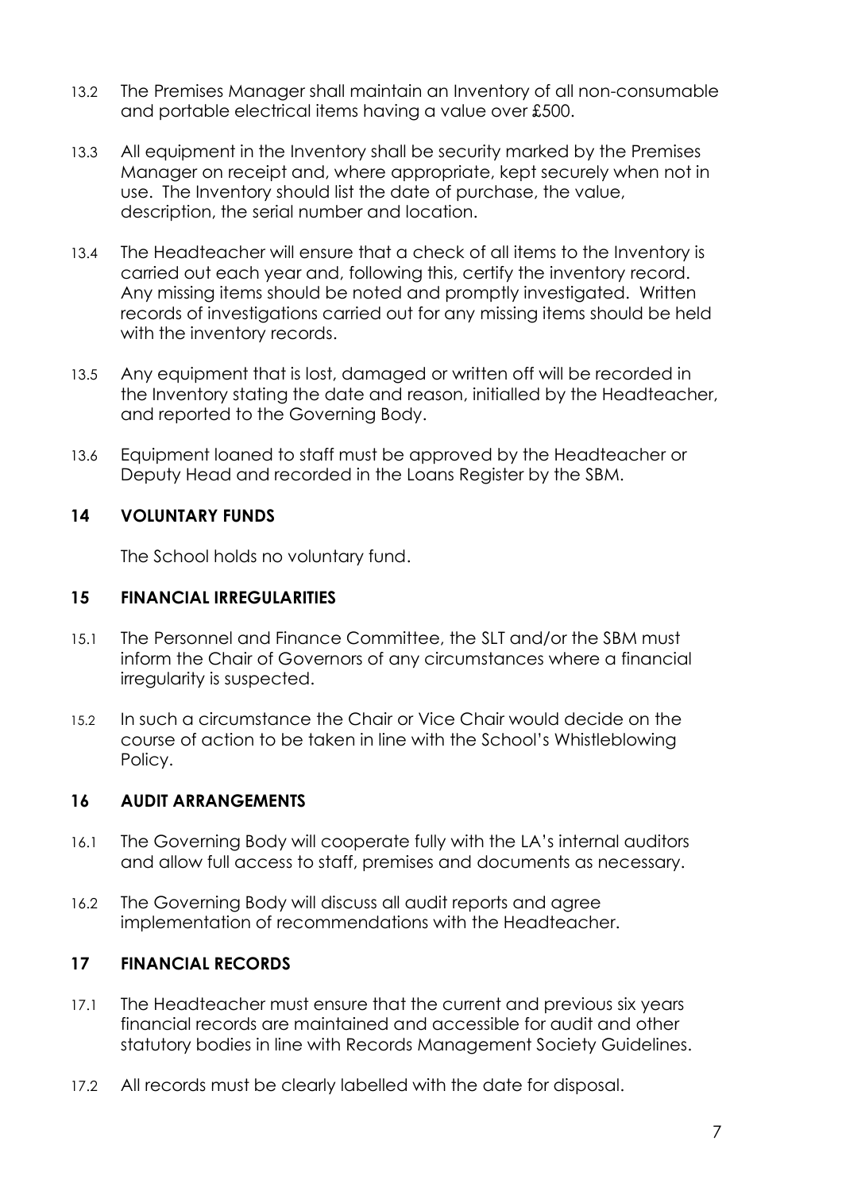13.2 The Premises Manager shall maintain an Inventory of all non-consumable and portable electrical items having a value over £500.

13.3 All equipment in the Inventory shall be security marked by the Premises Manager on receipt and, where appropriate, kept securely when not in use. The Inventory should list the date of purchase, the value, description, the serial number and location.

13.4 The Headteacher will ensure that a check of all items to the Inventory is carried out each year and, following this, certify the inventory record. Any missing items should be noted and promptly investigated. Written records of investigations carried out for any missing items should be held with the inventory records.

13.5 Any equipment that is lost, damaged or written off will be recorded in the Inventory stating the date and reason, initialled by the Headteacher, and reported to the Governing Body.

13.6 Equipment loaned to staff must be approved by the Headteacher or Deputy Head and recorded in the Loans Register by the SBM.

## 14 VOLUNTARY FUNDS

The School holds no voluntary fund.

## 15 FINANCIAL IRREGULARITIES

15.1 The Personnel and Finance Committee, the SLT and/or the SBM must inform the Chair of Governors of any circumstances where a financial irregularity is suspected.

15.2 In such a circumstance the Chair or Vice Chair would decide on the course of action to be taken in line with the School's Whistleblowing Policy.

## 16 AUDIT ARRANGEMENTS

16.1 The Governing Body will cooperate fully with the LA's internal auditors and allow full access to staff, premises and documents as necessary.

16.2 The Governing Body will discuss all audit reports and agree implementation of recommendations with the Headteacher.

## 17 FINANCIAL RECORDS

17.1 The Headteacher must ensure that the current and previous six years financial records are maintained and accessible for audit and other statutory bodies in line with Records Management Society Guidelines.

17.2 All records must be clearly labelled with the date for disposal.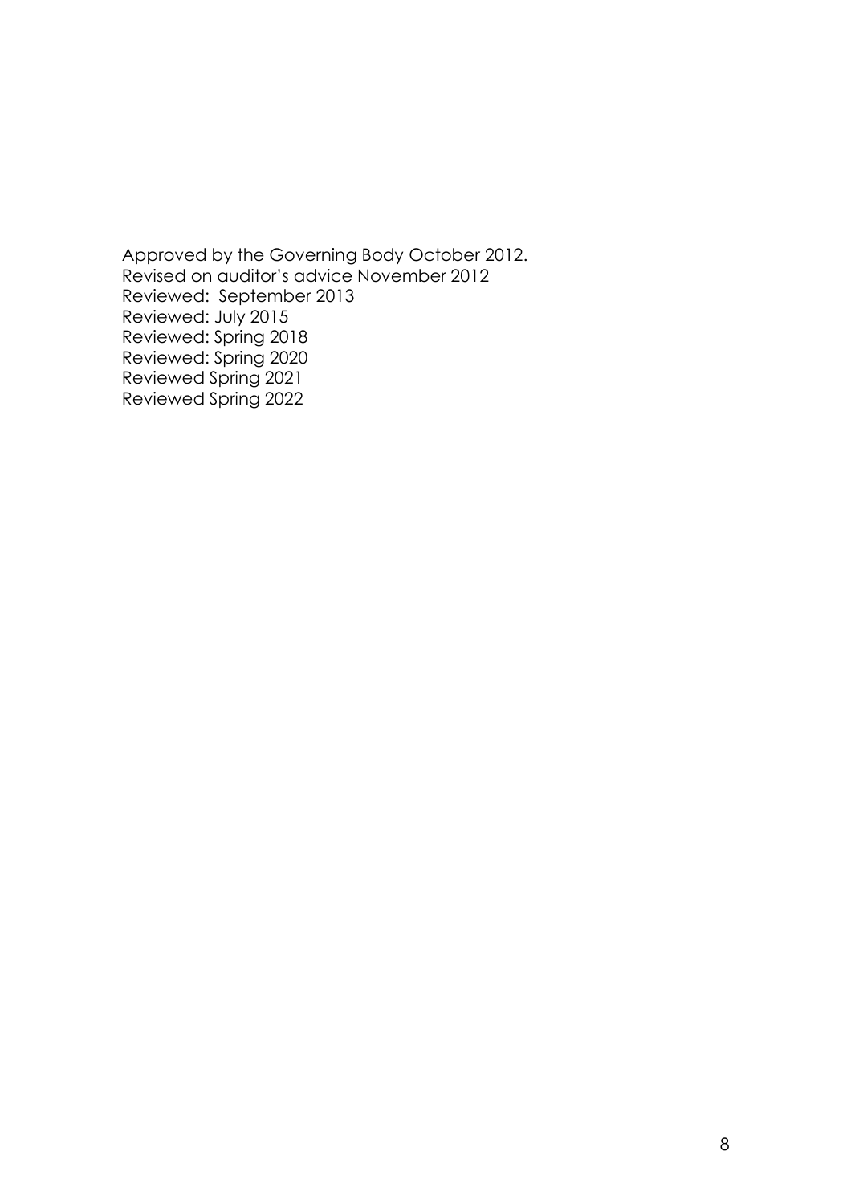Approved by the Governing Body October 2012.
Revised on auditor's advice November 2012
Reviewed: September 2013
Reviewed: July 2015
Reviewed: Spring 2018
Reviewed: Spring 2020
Reviewed Spring 2021
Reviewed Spring 2022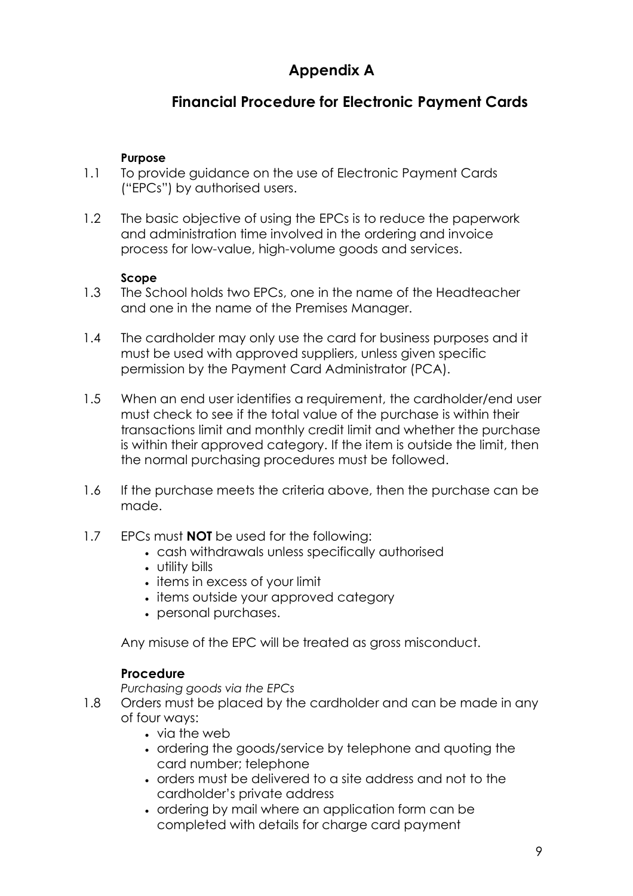# Appendix A

## Financial Procedure for Electronic Payment Cards

**Purpose**

1.1 To provide guidance on the use of Electronic Payment Cards ("EPCs") by authorised users.

1.2 The basic objective of using the EPCs is to reduce the paperwork and administration time involved in the ordering and invoice process for low-value, high-volume goods and services.

**Scope**

1.3 The School holds two EPCs, one in the name of the Headteacher and one in the name of the Premises Manager.

1.4 The cardholder may only use the card for business purposes and it must be used with approved suppliers, unless given specific permission by the Payment Card Administrator (PCA).

1.5 When an end user identifies a requirement, the cardholder/end user must check to see if the total value of the purchase is within their transactions limit and monthly credit limit and whether the purchase is within their approved category. If the item is outside the limit, then the normal purchasing procedures must be followed.

1.6 If the purchase meets the criteria above, then the purchase can be made.

1.7 EPCs must **NOT** be used for the following:

- cash withdrawals unless specifically authorised
- utility bills
- items in excess of your limit
- items outside your approved category
- personal purchases.

Any misuse of the EPC will be treated as gross misconduct.

**Procedure**

*Purchasing goods via the EPCs*

1.8 Orders must be placed by the cardholder and can be made in any of four ways:

- via the web
- ordering the goods/service by telephone and quoting the card number; telephone
- orders must be delivered to a site address and not to the cardholder's private address
- ordering by mail where an application form can be completed with details for charge card payment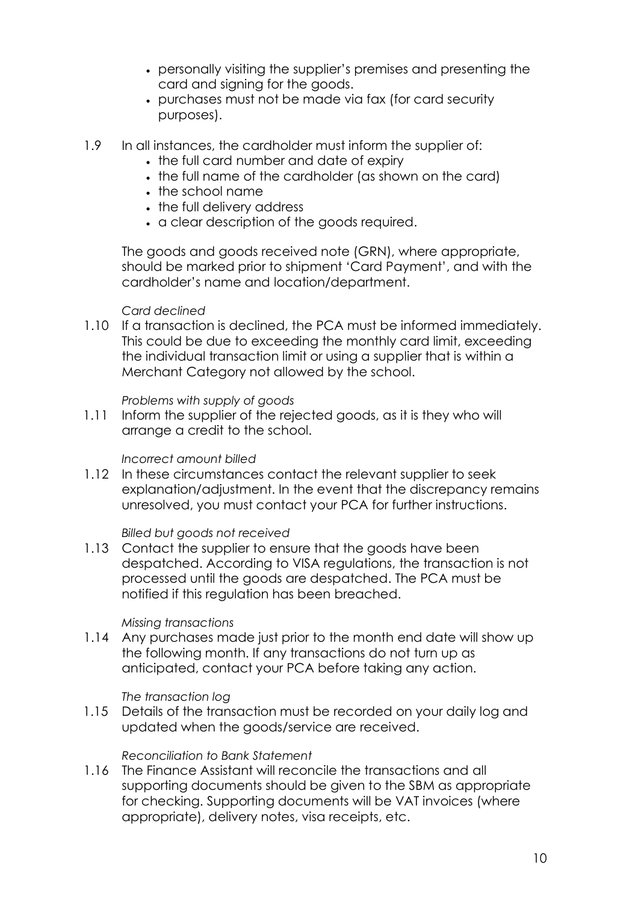- personally visiting the supplier's premises and presenting the card and signing for the goods.
- purchases must not be made via fax (for card security purposes).

1.9 In all instances, the cardholder must inform the supplier of:

- the full card number and date of expiry
- the full name of the cardholder (as shown on the card)
- the school name
- the full delivery address
- a clear description of the goods required.

The goods and goods received note (GRN), where appropriate, should be marked prior to shipment 'Card Payment', and with the cardholder's name and location/department.

*Card declined*

1.10 If a transaction is declined, the PCA must be informed immediately. This could be due to exceeding the monthly card limit, exceeding the individual transaction limit or using a supplier that is within a Merchant Category not allowed by the school.

*Problems with supply of goods*

1.11 Inform the supplier of the rejected goods, as it is they who will arrange a credit to the school.

*Incorrect amount billed*

1.12 In these circumstances contact the relevant supplier to seek explanation/adjustment. In the event that the discrepancy remains unresolved, you must contact your PCA for further instructions.

*Billed but goods not received*

1.13 Contact the supplier to ensure that the goods have been despatched. According to VISA regulations, the transaction is not processed until the goods are despatched. The PCA must be notified if this regulation has been breached.

*Missing transactions*

1.14 Any purchases made just prior to the month end date will show up the following month. If any transactions do not turn up as anticipated, contact your PCA before taking any action.

*The transaction log*

1.15 Details of the transaction must be recorded on your daily log and updated when the goods/service are received.

*Reconciliation to Bank Statement*

1.16 The Finance Assistant will reconcile the transactions and all supporting documents should be given to the SBM as appropriate for checking. Supporting documents will be VAT invoices (where appropriate), delivery notes, visa receipts, etc.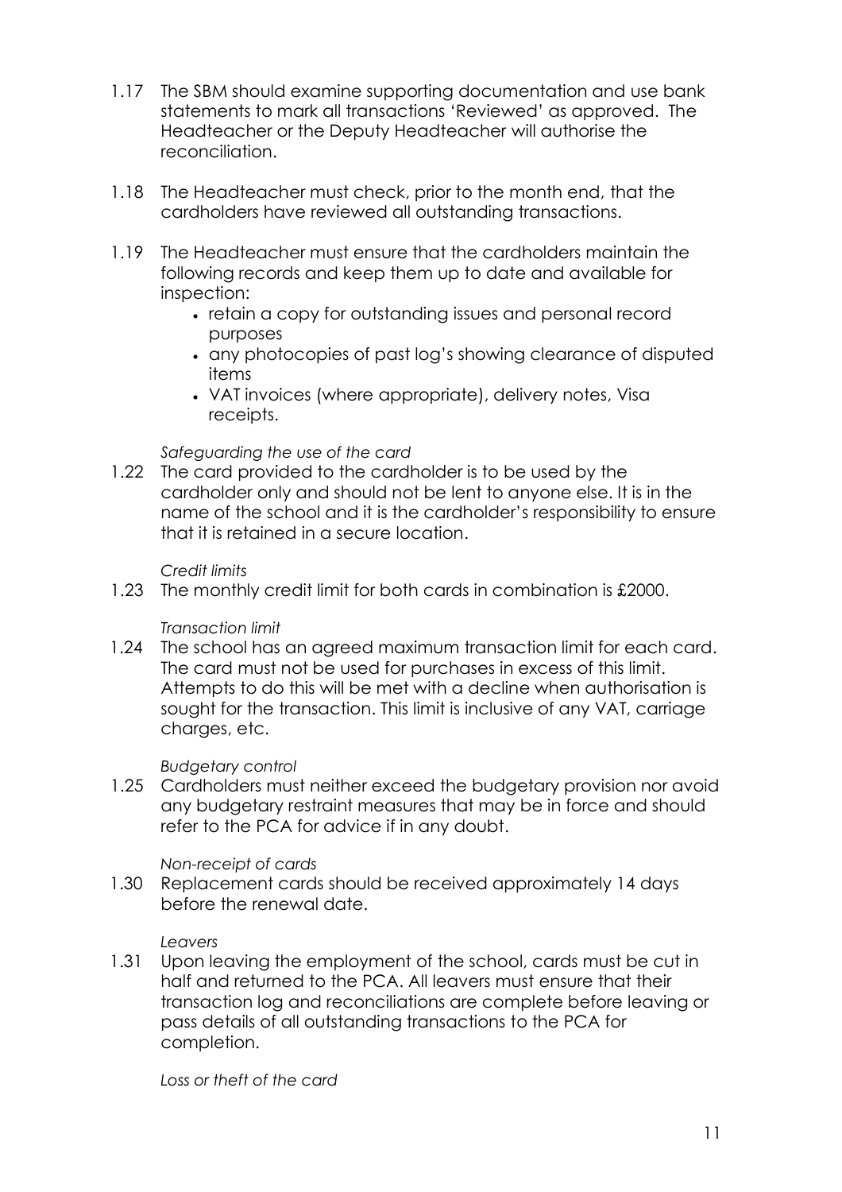1.17 The SBM should examine supporting documentation and use bank statements to mark all transactions 'Reviewed' as approved. The Headteacher or the Deputy Headteacher will authorise the reconciliation.

1.18 The Headteacher must check, prior to the month end, that the cardholders have reviewed all outstanding transactions.

1.19 The Headteacher must ensure that the cardholders maintain the following records and keep them up to date and available for inspection:

- retain a copy for outstanding issues and personal record purposes
- any photocopies of past log's showing clearance of disputed items
- VAT invoices (where appropriate), delivery notes, Visa receipts.

*Safeguarding the use of the card*

1.22 The card provided to the cardholder is to be used by the cardholder only and should not be lent to anyone else. It is in the name of the school and it is the cardholder's responsibility to ensure that it is retained in a secure location.

*Credit limits*

1.23 The monthly credit limit for both cards in combination is £2000.

*Transaction limit*

1.24 The school has an agreed maximum transaction limit for each card. The card must not be used for purchases in excess of this limit. Attempts to do this will be met with a decline when authorisation is sought for the transaction. This limit is inclusive of any VAT, carriage charges, etc.

*Budgetary control*

1.25 Cardholders must neither exceed the budgetary provision nor avoid any budgetary restraint measures that may be in force and should refer to the PCA for advice if in any doubt.

*Non-receipt of cards*

1.30 Replacement cards should be received approximately 14 days before the renewal date.

*Leavers*

1.31 Upon leaving the employment of the school, cards must be cut in half and returned to the PCA. All leavers must ensure that their transaction log and reconciliations are complete before leaving or pass details of all outstanding transactions to the PCA for completion.

*Loss or theft of the card*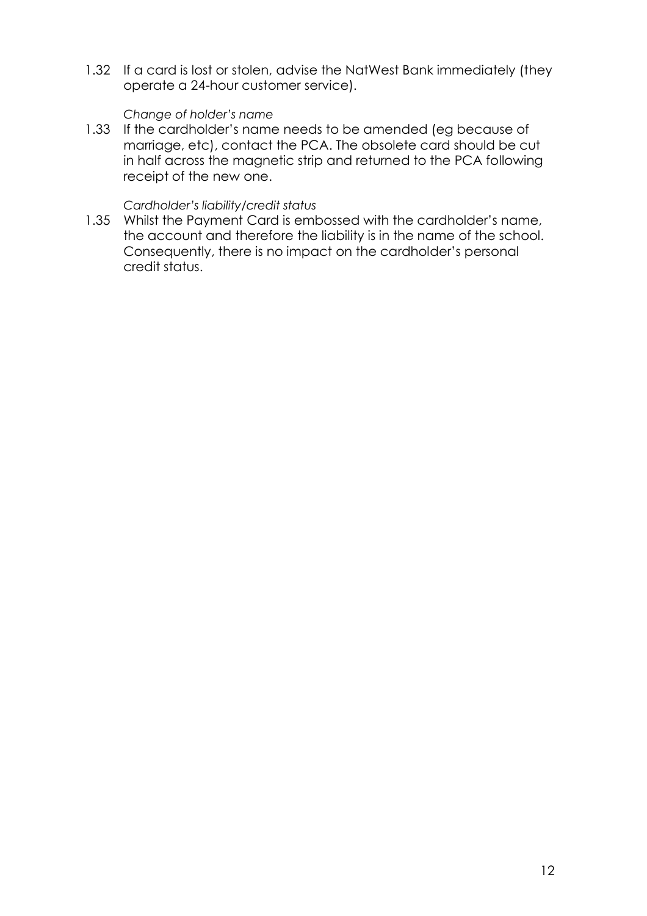1.32 If a card is lost or stolen, advise the NatWest Bank immediately (they operate a 24-hour customer service).

*Change of holder's name*

1.33 If the cardholder's name needs to be amended (eg because of marriage, etc), contact the PCA. The obsolete card should be cut in half across the magnetic strip and returned to the PCA following receipt of the new one.

*Cardholder's liability/credit status*

1.35 Whilst the Payment Card is embossed with the cardholder's name, the account and therefore the liability is in the name of the school. Consequently, there is no impact on the cardholder's personal credit status.